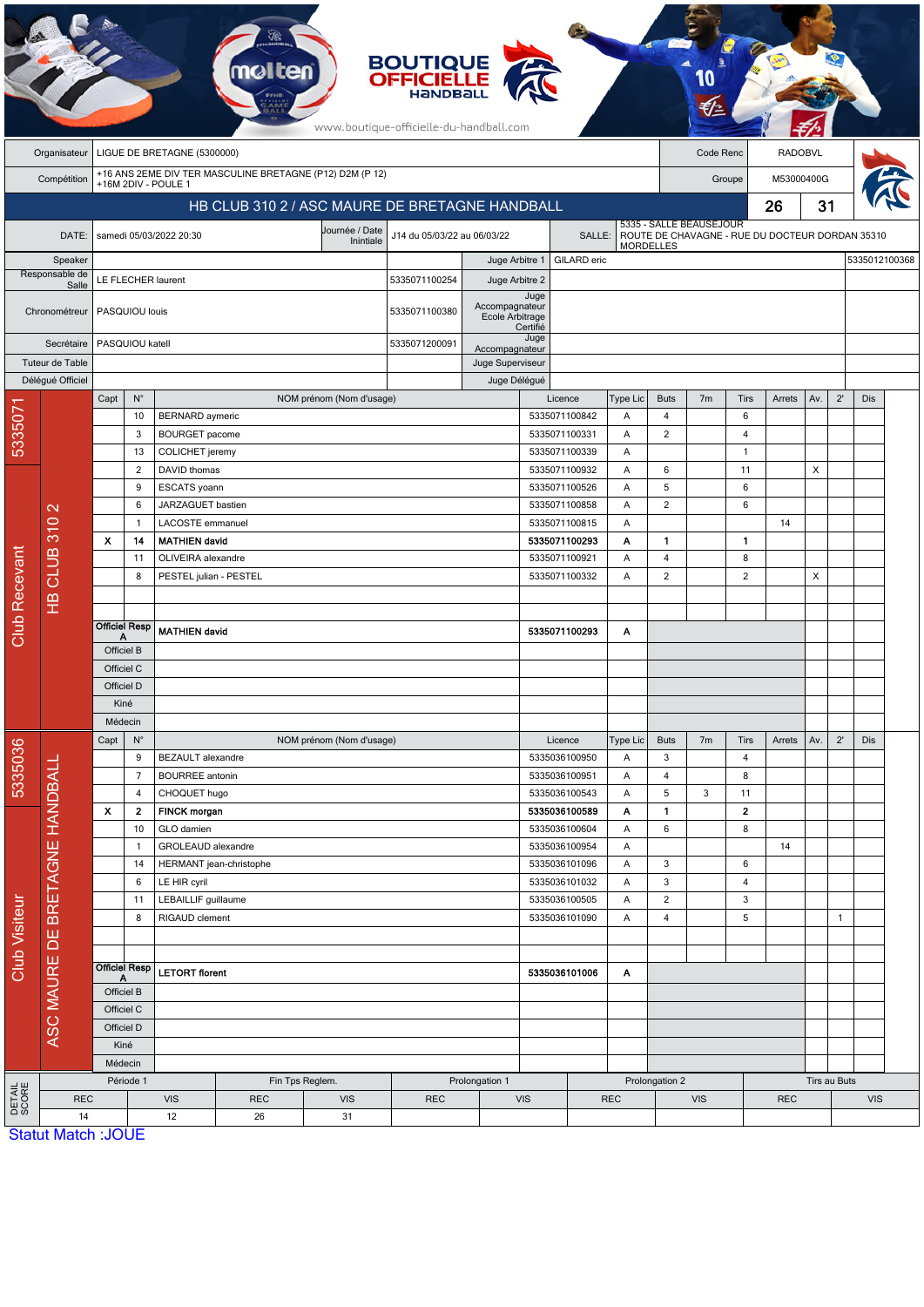BOUTIQUE OFFICIELLE HANDBALL

www.boutique-officielle-du-handball.com

| | | | |
|---|---|---|---|
| Organisateur | LIGUE DE BRETAGNE (5300000) | Code Renc | RADOBVL |
| Compétition | +16 ANS 2EME DIV TER MASCULINE BRETAGNE (P12) D2M (P 12) +16M 2DIV - POULE 1 | Groupe | M53000400G |

## HB CLUB 310 2 / ASC MAURE DE BRETAGNE HANDBALL — 26 31

| | | | | | |
|---|---|---|---|---|---|
| DATE: | samedi 05/03/2022 20:30 | Journée / Date Initiale | J14 du 05/03/22 au 06/03/22 | SALLE: | 5335 - SALLE BEAUSEJOUR ROUTE DE CHAVAGNE - RUE DU DOCTEUR DORDAN 35310 MORDELLES |

| | | | | | |
|---|---|---|---|---|---|
| Speaker | | | Juge Arbitre 1 | GILARD eric | 5335012100368 |
| Responsable de Salle | LE FLECHER laurent | 5335071100254 | Juge Arbitre 2 | | |
| Chronométreur | PASQUIOU louis | 5335071100380 | Juge Accompagnateur Ecole Arbitrage Certifié | | |
| Secrétaire | PASQUIOU katell | 5335071200091 | Juge Accompagnateur | | |
| Tuteur de Table | | | Juge Superviseur | | |
| Délégué Officiel | | | Juge Délégué | | |

### Club Recevant — 5335071 — HB CLUB 310 2

| Capt | N° | NOM prénom (Nom d'usage) | Licence | Type Lic | Buts | 7m | Tirs | Arrets | Av. | 2' | Dis |
|---|---|---|---|---|---|---|---|---|---|---|---|
| | 10 | BERNARD aymeric | 5335071100842 | A | 4 | | 6 | | | | |
| | 3 | BOURGET pacome | 5335071100331 | A | 2 | | 4 | | | | |
| | 13 | COLICHET jeremy | 5335071100339 | A | | | 1 | | | | |
| | 2 | DAVID thomas | 5335071100932 | A | 6 | | 11 | | X | | |
| | 9 | ESCATS yoann | 5335071100526 | A | 5 | | 6 | | | | |
| | 6 | JARZAGUET bastien | 5335071100858 | A | 2 | | 6 | | | | |
| | 1 | LACOSTE emmanuel | 5335071100815 | A | | | | 14 | | | |
| **X** | **14** | **MATHIEN david** | **5335071100293** | **A** | **1** | | **1** | | | | |
| | 11 | OLIVEIRA alexandre | 5335071100921 | A | 4 | | 8 | | | | |
| | 8 | PESTEL julian - PESTEL | 5335071100332 | A | 2 | | 2 | | X | | |
| | | | | | | | | | | | |
| | | | | | | | | | | | |
| Officiel Resp A | | **MATHIEN david** | **5335071100293** | **A** | | | | | | | |
| Officiel B | | | | | | | | | | | |
| Officiel C | | | | | | | | | | | |
| Officiel D | | | | | | | | | | | |
| Kiné | | | | | | | | | | | |
| Médecin | | | | | | | | | | | |

### Club Visiteur — 5335036 — ASC MAURE DE BRETAGNE HANDBALL

| Capt | N° | NOM prénom (Nom d'usage) | Licence | Type Lic | Buts | 7m | Tirs | Arrets | Av. | 2' | Dis |
|---|---|---|---|---|---|---|---|---|---|---|---|
| | 9 | BEZAULT alexandre | 5335036100950 | A | 3 | | 4 | | | | |
| | 7 | BOURREE antonin | 5335036100951 | A | 4 | | 8 | | | | |
| | 4 | CHOQUET hugo | 5335036100543 | A | 5 | 3 | 11 | | | | |
| **X** | **2** | **FINCK morgan** | **5335036100589** | **A** | **1** | | **2** | | | | |
| | 10 | GLO damien | 5335036100604 | A | 6 | | 8 | | | | |
| | 1 | GROLEAUD alexandre | 5335036100954 | A | | | | 14 | | | |
| | 14 | HERMANT jean-christophe | 5335036101096 | A | 3 | | 6 | | | | |
| | 6 | LE HIR cyril | 5335036101032 | A | 3 | | 4 | | | | |
| | 11 | LEBAILLIF guillaume | 5335036100505 | A | 2 | | 3 | | | | |
| | 8 | RIGAUD clement | 5335036101090 | A | 4 | | 5 | | | 1 | |
| | | | | | | | | | | | |
| | | | | | | | | | | | |
| Officiel Resp A | | **LETORT florent** | **5335036101006** | **A** | | | | | | | |
| Officiel B | | | | | | | | | | | |
| Officiel C | | | | | | | | | | | |
| Officiel D | | | | | | | | | | | |
| Kiné | | | | | | | | | | | |
| Médecin | | | | | | | | | | | |

### DETAIL SCORE

| Période 1 | | Fin Tps Reglem. | | Prolongation 1 | | Prolongation 2 | | Tirs au Buts | |
|---|---|---|---|---|---|---|---|---|---|
| REC | VIS | REC | VIS | REC | VIS | REC | VIS | REC | VIS |
| 14 | 12 | 26 | 31 | | | | | | |

Statut Match :JOUE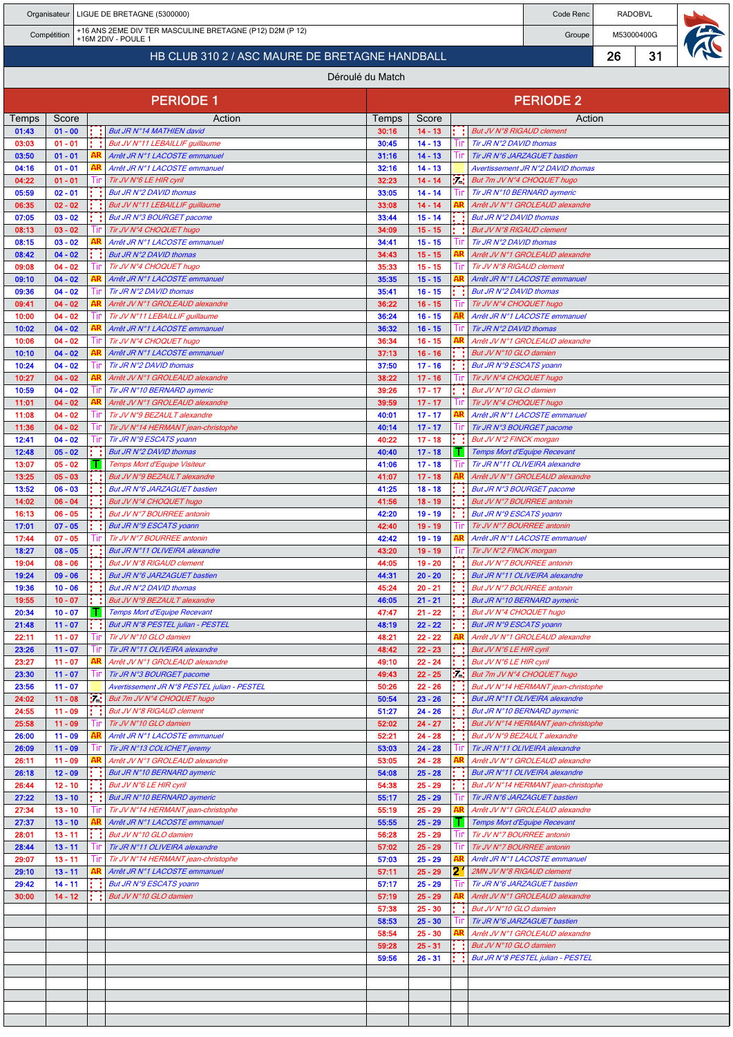| Organisateur | LIGUE DE BRETAGNE (5300000) | Code Renc | RADOBVL |
|---|---|---|---|
| Compétition | +16 ANS 2EME DIV TER MASCULINE BRETAGNE (P12) D2M (P 12) +16M 2DIV - POULE 1 | Groupe | M53000400G |

## HB CLUB 310 2 / ASC MAURE DE BRETAGNE HANDBALL — 26 / 31

### Déroulé du Match

| PERIODE 1 | | | | PERIODE 2 | | | |
|---|---|---|---|---|---|---|---|
| Temps | Score | | Action | Temps | Score | | Action |
| 01:43 | 01 - 00 | | But JR N°14 MATHIEN david | 30:16 | 14 - 13 | | But JV N°8 RIGAUD clement |
| 03:03 | 01 - 01 | | But JV N°11 LEBAILLIF guillaume | 30:45 | 14 - 13 | Tir | Tir JR N°2 DAVID thomas |
| 03:50 | 01 - 01 | AR | Arrêt JR N°1 LACOSTE emmanuel | 31:16 | 14 - 13 | Tir | Tir JR N°6 JARZAGUET bastien |
| 04:16 | 01 - 01 | AR | Arrêt JR N°1 LACOSTE emmanuel | 32:16 | 14 - 13 | | Avertissement JR N°2 DAVID thomas |
| 04:22 | 01 - 01 | Tir | Tir JV N°6 LE HIR cyril | 32:23 | 14 - 14 | 7m | But 7m JV N°4 CHOQUET hugo |
| 05:59 | 02 - 01 | | But JR N°2 DAVID thomas | 33:05 | 14 - 14 | Tir | Tir JR N°10 BERNARD aymeric |
| 06:35 | 02 - 02 | | But JV N°11 LEBAILLIF guillaume | 33:08 | 14 - 14 | AR | Arrêt JV N°1 GROLEAUD alexandre |
| 07:05 | 03 - 02 | | But JR N°3 BOURGET pacome | 33:44 | 15 - 14 | | But JR N°2 DAVID thomas |
| 08:13 | 03 - 02 | Tir | Tir JV N°4 CHOQUET hugo | 34:09 | 15 - 15 | | But JV N°8 RIGAUD clement |
| 08:15 | 03 - 02 | AR | Arrêt JR N°1 LACOSTE emmanuel | 34:41 | 15 - 15 | Tir | Tir JR N°2 DAVID thomas |
| 08:42 | 04 - 02 | | But JR N°2 DAVID thomas | 34:43 | 15 - 15 | AR | Arrêt JV N°1 GROLEAUD alexandre |
| 09:08 | 04 - 02 | Tir | Tir JV N°4 CHOQUET hugo | 35:33 | 15 - 15 | Tir | Tir JV N°8 RIGAUD clement |
| 09:10 | 04 - 02 | AR | Arrêt JR N°1 LACOSTE emmanuel | 35:35 | 15 - 15 | AR | Arrêt JR N°1 LACOSTE emmanuel |
| 09:36 | 04 - 02 | Tir | Tir JR N°2 DAVID thomas | 35:41 | 16 - 15 | | But JR N°2 DAVID thomas |
| 09:41 | 04 - 02 | AR | Arrêt JV N°1 GROLEAUD alexandre | 36:22 | 16 - 15 | Tir | Tir JV N°4 CHOQUET hugo |
| 10:00 | 04 - 02 | Tir | Tir JV N°11 LEBAILLIF guillaume | 36:24 | 16 - 15 | AR | Arrêt JR N°1 LACOSTE emmanuel |
| 10:02 | 04 - 02 | AR | Arrêt JR N°1 LACOSTE emmanuel | 36:32 | 16 - 15 | Tir | Tir JR N°2 DAVID thomas |
| 10:06 | 04 - 02 | Tir | Tir JV N°4 CHOQUET hugo | 36:34 | 16 - 15 | AR | Arrêt JV N°1 GROLEAUD alexandre |
| 10:10 | 04 - 02 | AR | Arrêt JR N°1 LACOSTE emmanuel | 37:13 | 16 - 16 | | But JV N°10 GLO damien |
| 10:24 | 04 - 02 | Tir | Tir JR N°2 DAVID thomas | 37:50 | 17 - 16 | | But JR N°9 ESCATS yoann |
| 10:27 | 04 - 02 | AR | Arrêt JV N°1 GROLEAUD alexandre | 38:22 | 17 - 16 | Tir | Tir JV N°4 CHOQUET hugo |
| 10:59 | 04 - 02 | Tir | Tir JR N°10 BERNARD aymeric | 39:26 | 17 - 17 | | But JV N°10 GLO damien |
| 11:01 | 04 - 02 | AR | Arrêt JV N°1 GROLEAUD alexandre | 39:59 | 17 - 17 | Tir | Tir JV N°4 CHOQUET hugo |
| 11:08 | 04 - 02 | Tir | Tir JV N°9 BEZAULT alexandre | 40:01 | 17 - 17 | AR | Arrêt JR N°1 LACOSTE emmanuel |
| 11:36 | 04 - 02 | Tir | Tir JV N°14 HERMANT jean-christophe | 40:14 | 17 - 17 | Tir | Tir JR N°3 BOURGET pacome |
| 12:41 | 04 - 02 | Tir | Tir JR N°9 ESCATS yoann | 40:22 | 17 - 18 | | But JV N°2 FINCK morgan |
| 12:48 | 05 - 02 | | But JR N°2 DAVID thomas | 40:40 | 17 - 18 | T | Temps Mort d'Equipe Recevant |
| 13:07 | 05 - 02 | T | Temps Mort d'Equipe Visiteur | 41:06 | 17 - 18 | Tir | Tir JR N°11 OLIVEIRA alexandre |
| 13:25 | 05 - 03 | | But JV N°9 BEZAULT alexandre | 41:07 | 17 - 18 | AR | Arrêt JV N°1 GROLEAUD alexandre |
| 13:52 | 06 - 03 | | But JR N°6 JARZAGUET bastien | 41:25 | 18 - 18 | | But JR N°3 BOURGET pacome |
| 14:02 | 06 - 04 | | But JV N°4 CHOQUET hugo | 41:56 | 18 - 19 | | But JV N°7 BOURREE antonin |
| 16:13 | 06 - 05 | | But JV N°7 BOURREE antonin | 42:20 | 19 - 19 | | But JR N°9 ESCATS yoann |
| 17:01 | 07 - 05 | | But JR N°9 ESCATS yoann | 42:40 | 19 - 19 | Tir | Tir JV N°7 BOURREE antonin |
| 17:44 | 07 - 05 | Tir | Tir JV N°7 BOURREE antonin | 42:42 | 19 - 19 | AR | Arrêt JR N°1 LACOSTE emmanuel |
| 18:27 | 08 - 05 | | But JR N°11 OLIVEIRA alexandre | 43:20 | 19 - 19 | Tir | Tir JV N°2 FINCK morgan |
| 19:04 | 08 - 06 | | But JV N°8 RIGAUD clement | 44:05 | 19 - 20 | | But JV N°7 BOURREE antonin |
| 19:24 | 09 - 06 | | But JR N°6 JARZAGUET bastien | 44:31 | 20 - 20 | | But JR N°11 OLIVEIRA alexandre |
| 19:36 | 10 - 06 | | But JR N°2 DAVID thomas | 45:24 | 20 - 21 | | But JV N°7 BOURREE antonin |
| 19:55 | 10 - 07 | | But JV N°9 BEZAULT alexandre | 46:05 | 21 - 21 | | But JR N°10 BERNARD aymeric |
| 20:34 | 10 - 07 | T | Temps Mort d'Equipe Recevant | 47:47 | 21 - 22 | | But JV N°4 CHOQUET hugo |
| 21:48 | 11 - 07 | | But JR N°8 PESTEL julian - PESTEL | 48:19 | 22 - 22 | | But JR N°9 ESCATS yoann |
| 22:11 | 11 - 07 | Tir | Tir JV N°10 GLO damien | 48:21 | 22 - 22 | AR | Arrêt JV N°1 GROLEAUD alexandre |
| 23:26 | 11 - 07 | Tir | Tir JR N°11 OLIVEIRA alexandre | 48:42 | 22 - 23 | | But JV N°6 LE HIR cyril |
| 23:27 | 11 - 07 | AR | Arrêt JV N°1 GROLEAUD alexandre | 49:10 | 22 - 24 | | But JV N°6 LE HIR cyril |
| 23:30 | 11 - 07 | Tir | Tir JR N°3 BOURGET pacome | 49:43 | 22 - 25 | 7m | But 7m JV N°4 CHOQUET hugo |
| 23:56 | 11 - 07 | | Avertissement JR N°8 PESTEL julian - PESTEL | 50:26 | 22 - 26 | | But JV N°14 HERMANT jean-christophe |
| 24:02 | 11 - 08 | 7m | But 7m JV N°4 CHOQUET hugo | 50:54 | 23 - 26 | | But JR N°11 OLIVEIRA alexandre |
| 24:55 | 11 - 09 | | But JV N°8 RIGAUD clement | 51:27 | 24 - 26 | | But JR N°10 BERNARD aymeric |
| 25:58 | 11 - 09 | Tir | Tir JV N°10 GLO damien | 52:02 | 24 - 27 | | But JV N°14 HERMANT jean-christophe |
| 26:00 | 11 - 09 | AR | Arrêt JR N°1 LACOSTE emmanuel | 52:21 | 24 - 28 | | But JV N°9 BEZAULT alexandre |
| 26:09 | 11 - 09 | Tir | Tir JR N°13 COLICHET jeremy | 53:03 | 24 - 28 | Tir | Tir JR N°11 OLIVEIRA alexandre |
| 26:11 | 11 - 09 | AR | Arrêt JV N°1 GROLEAUD alexandre | 53:05 | 24 - 28 | AR | Arrêt JV N°1 GROLEAUD alexandre |
| 26:18 | 12 - 09 | | But JR N°10 BERNARD aymeric | 54:08 | 25 - 28 | | But JR N°11 OLIVEIRA alexandre |
| 26:44 | 12 - 10 | | But JV N°6 LE HIR cyril | 54:38 | 25 - 29 | | But JV N°14 HERMANT jean-christophe |
| 27:22 | 13 - 10 | | But JR N°10 BERNARD aymeric | 55:17 | 25 - 29 | Tir | Tir JR N°6 JARZAGUET bastien |
| 27:34 | 13 - 10 | Tir | Tir JV N°14 HERMANT jean-christophe | 55:19 | 25 - 29 | AR | Arrêt JV N°1 GROLEAUD alexandre |
| 27:37 | 13 - 10 | AR | Arrêt JR N°1 LACOSTE emmanuel | 55:55 | 25 - 29 | T | Temps Mort d'Equipe Recevant |
| 28:01 | 13 - 11 | | But JV N°10 GLO damien | 56:28 | 25 - 29 | Tir | Tir JV N°7 BOURREE antonin |
| 28:44 | 13 - 11 | Tir | Tir JR N°11 OLIVEIRA alexandre | 57:02 | 25 - 29 | Tir | Tir JV N°7 BOURREE antonin |
| 29:07 | 13 - 11 | Tir | Tir JV N°14 HERMANT jean-christophe | 57:03 | 25 - 29 | AR | Arrêt JR N°1 LACOSTE emmanuel |
| 29:10 | 13 - 11 | AR | Arrêt JR N°1 LACOSTE emmanuel | 57:11 | 25 - 29 | 2' | 2MN JV N°8 RIGAUD clement |
| 29:42 | 14 - 11 | | But JR N°9 ESCATS yoann | 57:17 | 25 - 29 | Tir | Tir JR N°6 JARZAGUET bastien |
| 30:00 | 14 - 12 | | But JV N°10 GLO damien | 57:19 | 25 - 29 | AR | Arrêt JV N°1 GROLEAUD alexandre |
| | | | | 57:38 | 25 - 30 | | But JV N°10 GLO damien |
| | | | | 58:53 | 25 - 30 | Tir | Tir JR N°6 JARZAGUET bastien |
| | | | | 58:54 | 25 - 30 | AR | Arrêt JV N°1 GROLEAUD alexandre |
| | | | | 59:28 | 25 - 31 | | But JV N°10 GLO damien |
| | | | | 59:56 | 26 - 31 | | But JR N°8 PESTEL julian - PESTEL |